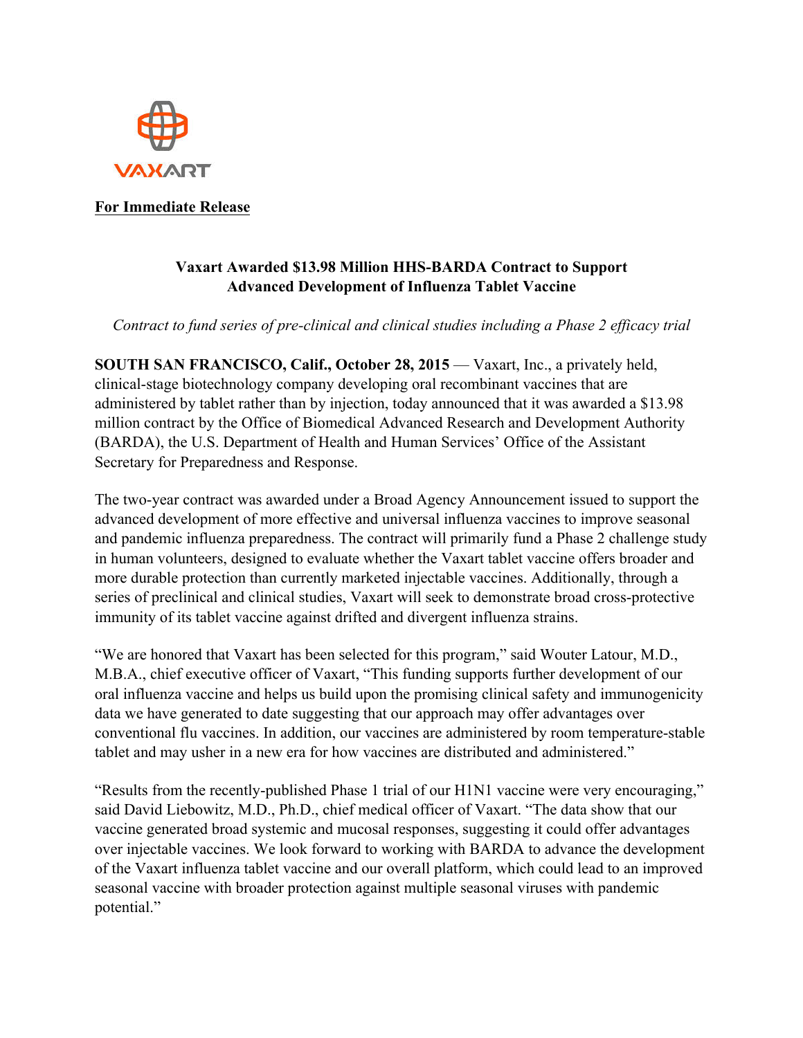VAXART

**For Immediate Release**

## Vaxart Awarded $13.98 Million HHS-BARDA Contract to Support Advanced Development of Influenza Tablet Vaccine

*Contract to fund series of pre-clinical and clinical studies including a Phase 2 efficacy trial*

**SOUTH SAN FRANCISCO, Calif., October 28, 2015** — Vaxart, Inc., a privately held, clinical-stage biotechnology company developing oral recombinant vaccines that are administered by tablet rather than by injection, today announced that it was awarded a $13.98 million contract by the Office of Biomedical Advanced Research and Development Authority (BARDA), the U.S. Department of Health and Human Services' Office of the Assistant Secretary for Preparedness and Response.

The two-year contract was awarded under a Broad Agency Announcement issued to support the advanced development of more effective and universal influenza vaccines to improve seasonal and pandemic influenza preparedness. The contract will primarily fund a Phase 2 challenge study in human volunteers, designed to evaluate whether the Vaxart tablet vaccine offers broader and more durable protection than currently marketed injectable vaccines. Additionally, through a series of preclinical and clinical studies, Vaxart will seek to demonstrate broad cross-protective immunity of its tablet vaccine against drifted and divergent influenza strains.

"We are honored that Vaxart has been selected for this program," said Wouter Latour, M.D., M.B.A., chief executive officer of Vaxart, "This funding supports further development of our oral influenza vaccine and helps us build upon the promising clinical safety and immunogenicity data we have generated to date suggesting that our approach may offer advantages over conventional flu vaccines. In addition, our vaccines are administered by room temperature-stable tablet and may usher in a new era for how vaccines are distributed and administered."

"Results from the recently-published Phase 1 trial of our H1N1 vaccine were very encouraging," said David Liebowitz, M.D., Ph.D., chief medical officer of Vaxart. "The data show that our vaccine generated broad systemic and mucosal responses, suggesting it could offer advantages over injectable vaccines. We look forward to working with BARDA to advance the development of the Vaxart influenza tablet vaccine and our overall platform, which could lead to an improved seasonal vaccine with broader protection against multiple seasonal viruses with pandemic potential."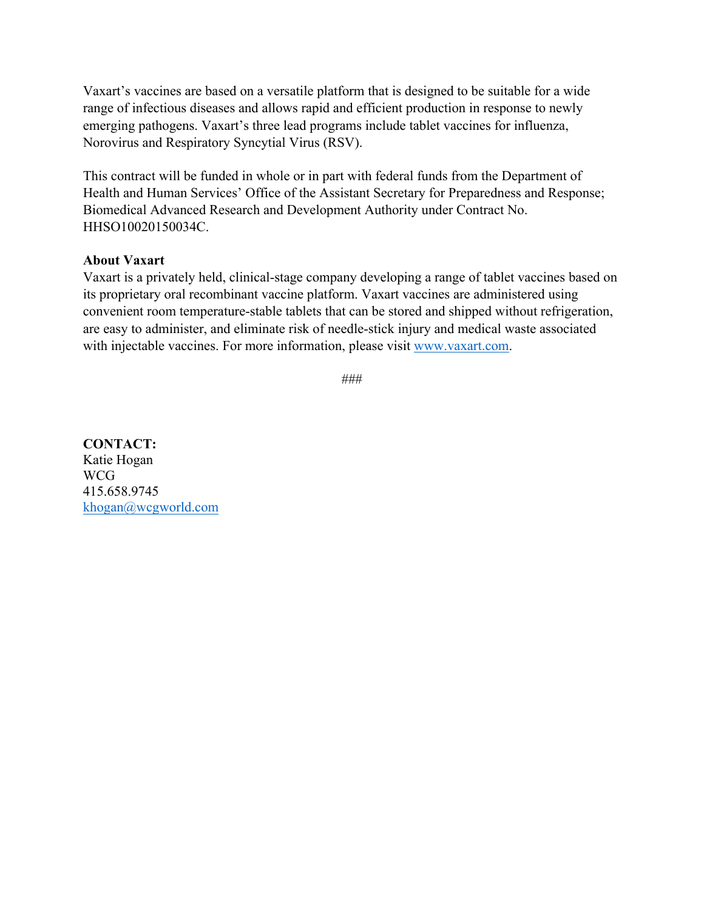Vaxart's vaccines are based on a versatile platform that is designed to be suitable for a wide range of infectious diseases and allows rapid and efficient production in response to newly emerging pathogens. Vaxart's three lead programs include tablet vaccines for influenza, Norovirus and Respiratory Syncytial Virus (RSV).

This contract will be funded in whole or in part with federal funds from the Department of Health and Human Services' Office of the Assistant Secretary for Preparedness and Response; Biomedical Advanced Research and Development Authority under Contract No. HHSO10020150034C.

**About Vaxart**

Vaxart is a privately held, clinical-stage company developing a range of tablet vaccines based on its proprietary oral recombinant vaccine platform. Vaxart vaccines are administered using convenient room temperature-stable tablets that can be stored and shipped without refrigeration, are easy to administer, and eliminate risk of needle-stick injury and medical waste associated with injectable vaccines. For more information, please visit www.vaxart.com.

###

**CONTACT:**
Katie Hogan
WCG
415.658.9745
khogan@wcgworld.com